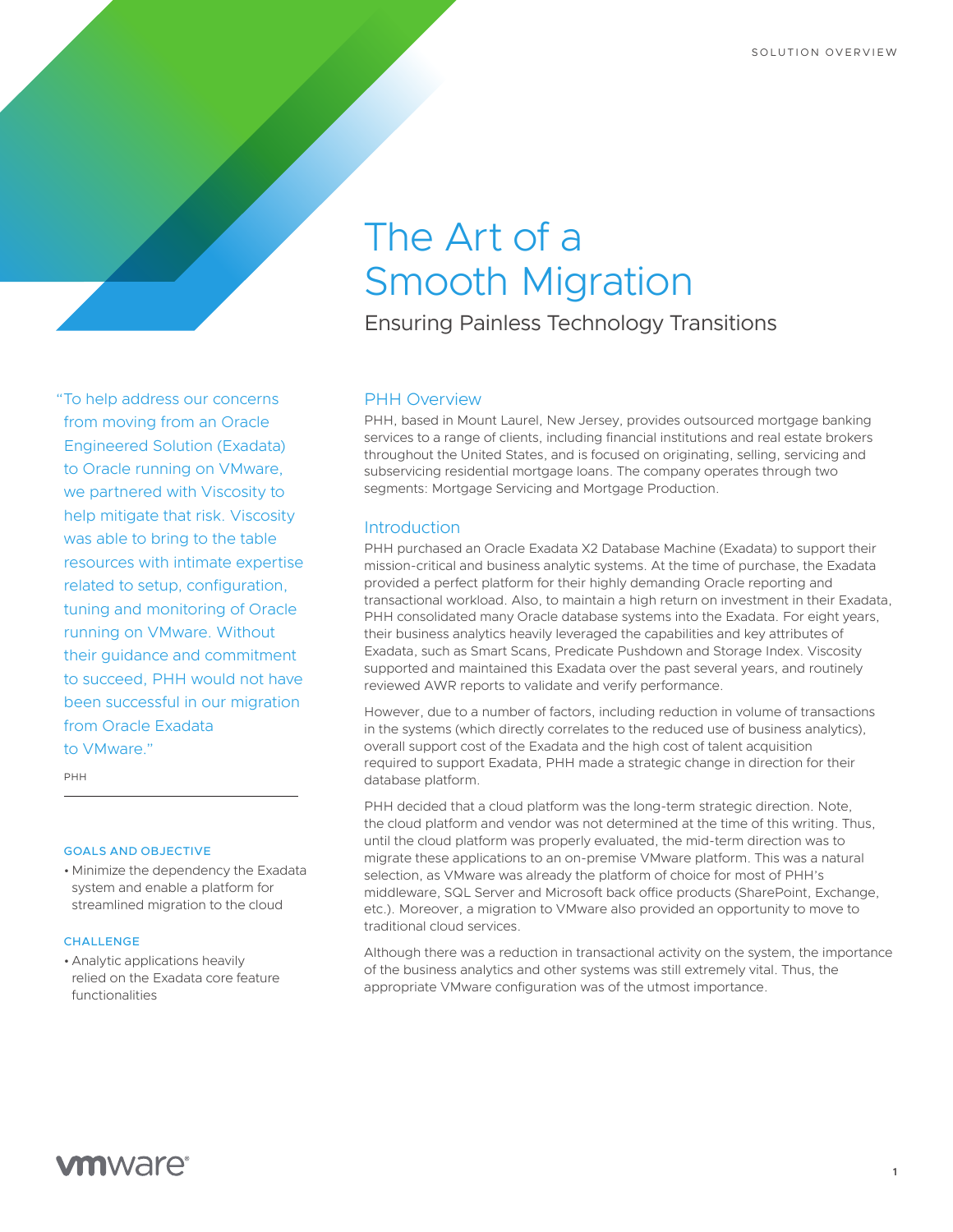SOLUTION OVERVIEW

# The Art of a Smooth Migration

## Ensuring Painless Technology Transitions

"To help address our concerns from moving from an Oracle Engineered Solution (Exadata) to Oracle running on VMware, we partnered with Viscosity to help mitigate that risk. Viscosity was able to bring to the table resources with intimate expertise related to setup, configuration, tuning and monitoring of Oracle running on VMware. Without their guidance and commitment to succeed, PHH would not have been successful in our migration from Oracle Exadata to VMware."

PHH

### GOALS AND OBJECTIVE

- Minimize the dependency the Exadata system and enable a platform for streamlined migration to the cloud

### CHALLENGE

- Analytic applications heavily relied on the Exadata core feature functionalities

### PHH Overview

PHH, based in Mount Laurel, New Jersey, provides outsourced mortgage banking services to a range of clients, including financial institutions and real estate brokers throughout the United States, and is focused on originating, selling, servicing and subservicing residential mortgage loans. The company operates through two segments: Mortgage Servicing and Mortgage Production.

### Introduction

PHH purchased an Oracle Exadata X2 Database Machine (Exadata) to support their mission-critical and business analytic systems. At the time of purchase, the Exadata provided a perfect platform for their highly demanding Oracle reporting and transactional workload. Also, to maintain a high return on investment in their Exadata, PHH consolidated many Oracle database systems into the Exadata. For eight years, their business analytics heavily leveraged the capabilities and key attributes of Exadata, such as Smart Scans, Predicate Pushdown and Storage Index. Viscosity supported and maintained this Exadata over the past several years, and routinely reviewed AWR reports to validate and verify performance.

However, due to a number of factors, including reduction in volume of transactions in the systems (which directly correlates to the reduced use of business analytics), overall support cost of the Exadata and the high cost of talent acquisition required to support Exadata, PHH made a strategic change in direction for their database platform.

PHH decided that a cloud platform was the long-term strategic direction. Note, the cloud platform and vendor was not determined at the time of this writing. Thus, until the cloud platform was properly evaluated, the mid-term direction was to migrate these applications to an on-premise VMware platform. This was a natural selection, as VMware was already the platform of choice for most of PHH's middleware, SQL Server and Microsoft back office products (SharePoint, Exchange, etc.). Moreover, a migration to VMware also provided an opportunity to move to traditional cloud services.

Although there was a reduction in transactional activity on the system, the importance of the business analytics and other systems was still extremely vital. Thus, the appropriate VMware configuration was of the utmost importance.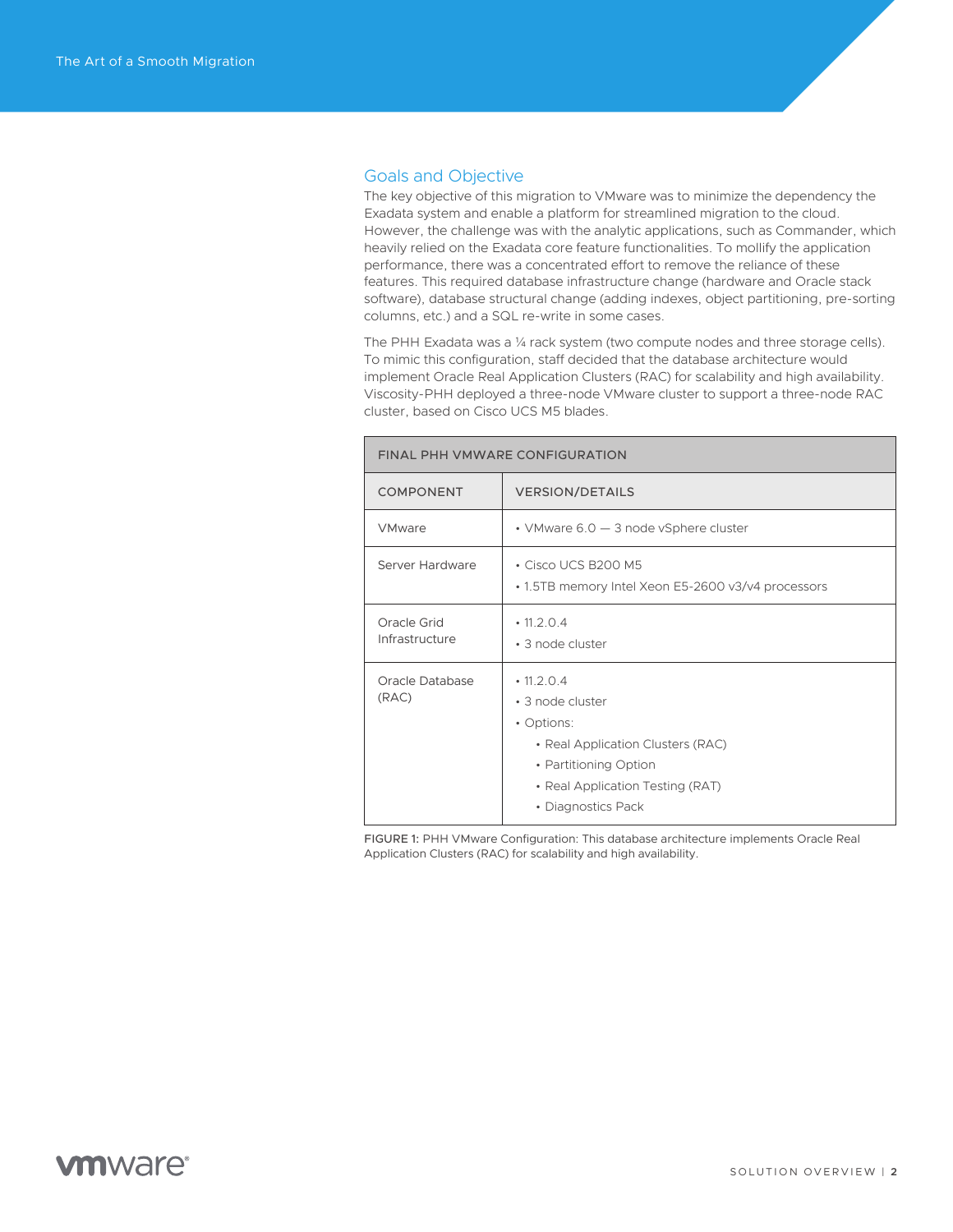## Goals and Objective

The key objective of this migration to VMware was to minimize the dependency the Exadata system and enable a platform for streamlined migration to the cloud. However, the challenge was with the analytic applications, such as Commander, which heavily relied on the Exadata core feature functionalities. To mollify the application performance, there was a concentrated effort to remove the reliance of these features. This required database infrastructure change (hardware and Oracle stack software), database structural change (adding indexes, object partitioning, pre-sorting columns, etc.) and a SQL re-write in some cases.

The PHH Exadata was a ¼ rack system (two compute nodes and three storage cells). To mimic this configuration, staff decided that the database architecture would implement Oracle Real Application Clusters (RAC) for scalability and high availability. Viscosity-PHH deployed a three-node VMware cluster to support a three-node RAC cluster, based on Cisco UCS M5 blades.

| FINAL PHH VMWARE CONFIGURATION | |
|---|---|
| COMPONENT | VERSION/DETAILS |
| VMware | • VMware 6.0 — 3 node vSphere cluster |
| Server Hardware | • Cisco UCS B200 M5<br>• 1.5TB memory Intel Xeon E5-2600 v3/v4 processors |
| Oracle Grid Infrastructure | • 11.2.0.4<br>• 3 node cluster |
| Oracle Database (RAC) | • 11.2.0.4<br>• 3 node cluster<br>• Options:<br>  • Real Application Clusters (RAC)<br>  • Partitioning Option<br>  • Real Application Testing (RAT)<br>  • Diagnostics Pack |

FIGURE 1: PHH VMware Configuration: This database architecture implements Oracle Real Application Clusters (RAC) for scalability and high availability.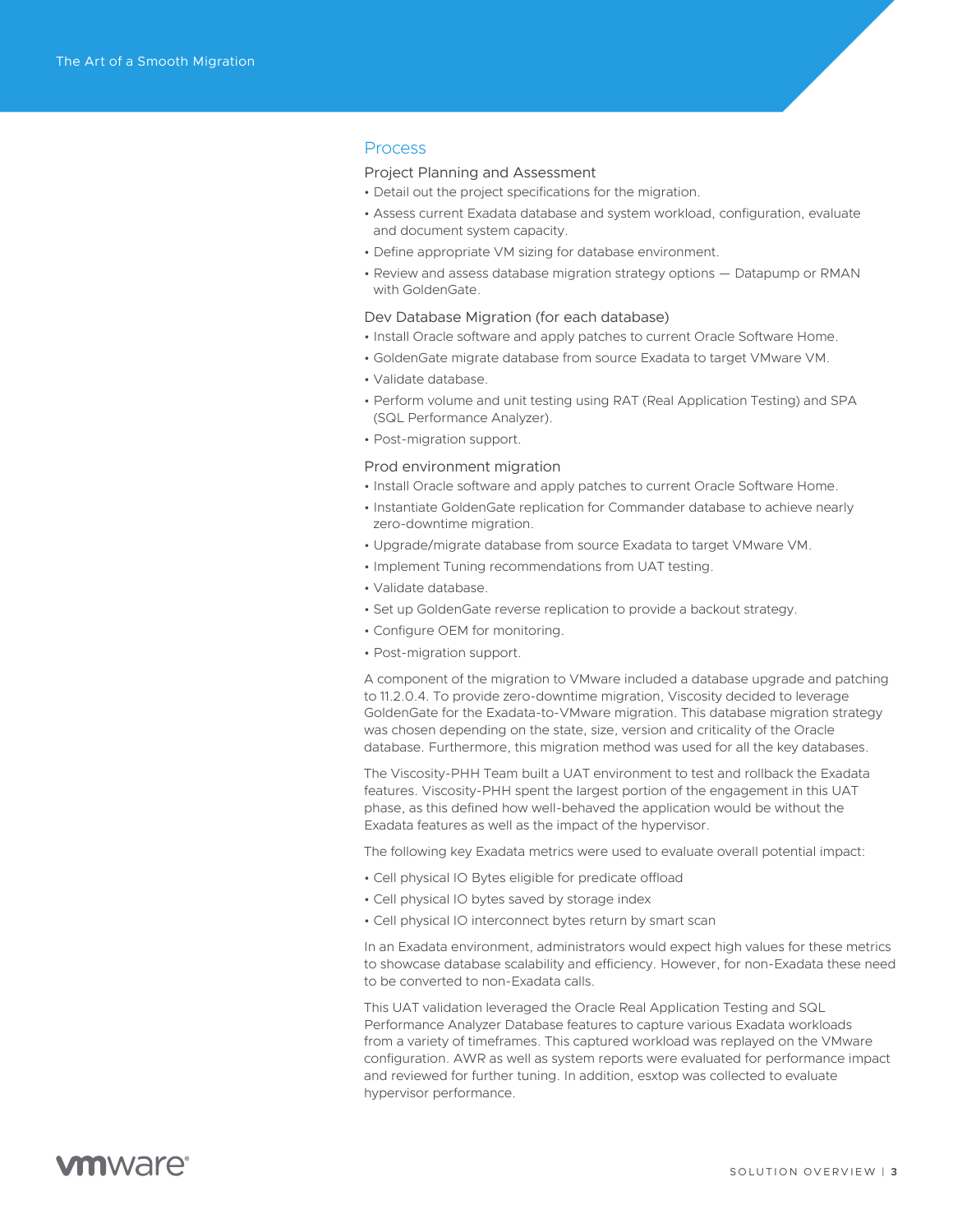## Process

### Project Planning and Assessment

- Detail out the project specifications for the migration.
- Assess current Exadata database and system workload, configuration, evaluate and document system capacity.
- Define appropriate VM sizing for database environment.
- Review and assess database migration strategy options — Datapump or RMAN with GoldenGate.

### Dev Database Migration (for each database)

- Install Oracle software and apply patches to current Oracle Software Home.
- GoldenGate migrate database from source Exadata to target VMware VM.
- Validate database.
- Perform volume and unit testing using RAT (Real Application Testing) and SPA (SQL Performance Analyzer).
- Post-migration support.

### Prod environment migration

- Install Oracle software and apply patches to current Oracle Software Home.
- Instantiate GoldenGate replication for Commander database to achieve nearly zero-downtime migration.
- Upgrade/migrate database from source Exadata to target VMware VM.
- Implement Tuning recommendations from UAT testing.
- Validate database.
- Set up GoldenGate reverse replication to provide a backout strategy.
- Configure OEM for monitoring.
- Post-migration support.

A component of the migration to VMware included a database upgrade and patching to 11.2.0.4. To provide zero-downtime migration, Viscosity decided to leverage GoldenGate for the Exadata-to-VMware migration. This database migration strategy was chosen depending on the state, size, version and criticality of the Oracle database. Furthermore, this migration method was used for all the key databases.

The Viscosity-PHH Team built a UAT environment to test and rollback the Exadata features. Viscosity-PHH spent the largest portion of the engagement in this UAT phase, as this defined how well-behaved the application would be without the Exadata features as well as the impact of the hypervisor.

The following key Exadata metrics were used to evaluate overall potential impact:

- Cell physical IO Bytes eligible for predicate offload
- Cell physical IO bytes saved by storage index
- Cell physical IO interconnect bytes return by smart scan

In an Exadata environment, administrators would expect high values for these metrics to showcase database scalability and efficiency. However, for non-Exadata these need to be converted to non-Exadata calls.

This UAT validation leveraged the Oracle Real Application Testing and SQL Performance Analyzer Database features to capture various Exadata workloads from a variety of timeframes. This captured workload was replayed on the VMware configuration. AWR as well as system reports were evaluated for performance impact and reviewed for further tuning. In addition, esxtop was collected to evaluate hypervisor performance.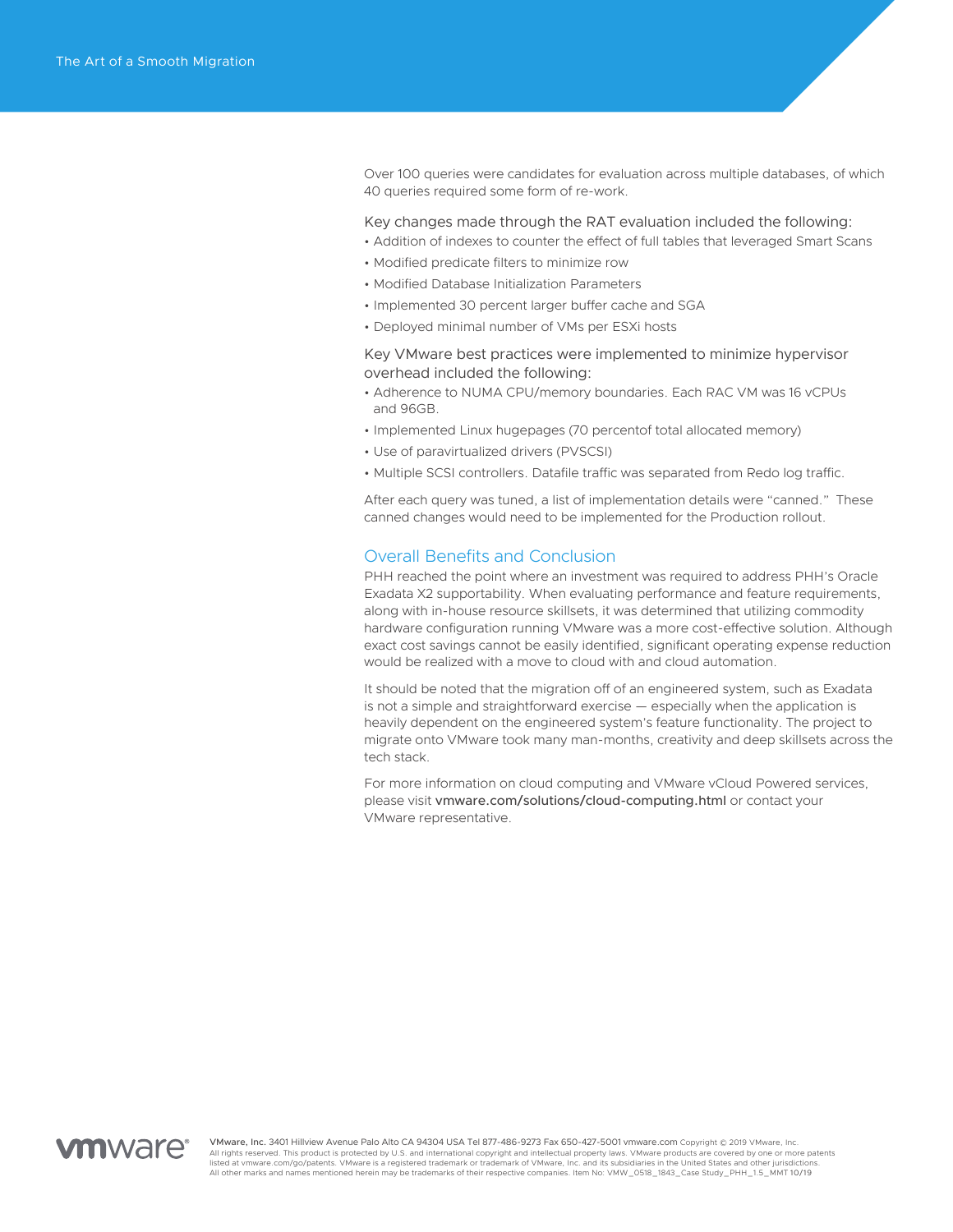Over 100 queries were candidates for evaluation across multiple databases, of which 40 queries required some form of re-work.

Key changes made through the RAT evaluation included the following:

- Addition of indexes to counter the effect of full tables that leveraged Smart Scans
- Modified predicate filters to minimize row
- Modified Database Initialization Parameters
- Implemented 30 percent larger buffer cache and SGA
- Deployed minimal number of VMs per ESXi hosts

Key VMware best practices were implemented to minimize hypervisor overhead included the following:

- Adherence to NUMA CPU/memory boundaries. Each RAC VM was 16 vCPUs and 96GB.
- Implemented Linux hugepages (70 percentof total allocated memory)
- Use of paravirtualized drivers (PVSCSI)
- Multiple SCSI controllers. Datafile traffic was separated from Redo log traffic.

After each query was tuned, a list of implementation details were "canned." These canned changes would need to be implemented for the Production rollout.

## Overall Benefits and Conclusion

PHH reached the point where an investment was required to address PHH's Oracle Exadata X2 supportability. When evaluating performance and feature requirements, along with in-house resource skillsets, it was determined that utilizing commodity hardware configuration running VMware was a more cost-effective solution. Although exact cost savings cannot be easily identified, significant operating expense reduction would be realized with a move to cloud with and cloud automation.

It should be noted that the migration off of an engineered system, such as Exadata is not a simple and straightforward exercise — especially when the application is heavily dependent on the engineered system's feature functionality. The project to migrate onto VMware took many man-months, creativity and deep skillsets across the tech stack.

For more information on cloud computing and VMware vCloud Powered services, please visit **vmware.com/solutions/cloud-computing.html** or contact your VMware representative.

**VMware, Inc.** 3401 Hillview Avenue Palo Alto CA 94304 USA Tel 877-486-9273 Fax 650-427-5001 vmware.com Copyright © 2019 VMware, Inc. All rights reserved. This product is protected by U.S. and international copyright and intellectual property laws. VMware products are covered by one or more patents listed at vmware.com/go/patents. VMware is a registered trademark or trademark of VMware, Inc. and its subsidiaries in the United States and other jurisdictions. All other marks and names mentioned herein may be trademarks of their respective companies. Item No: VMW_0518_1843_Case Study_PHH_1.5_MMT 10/19